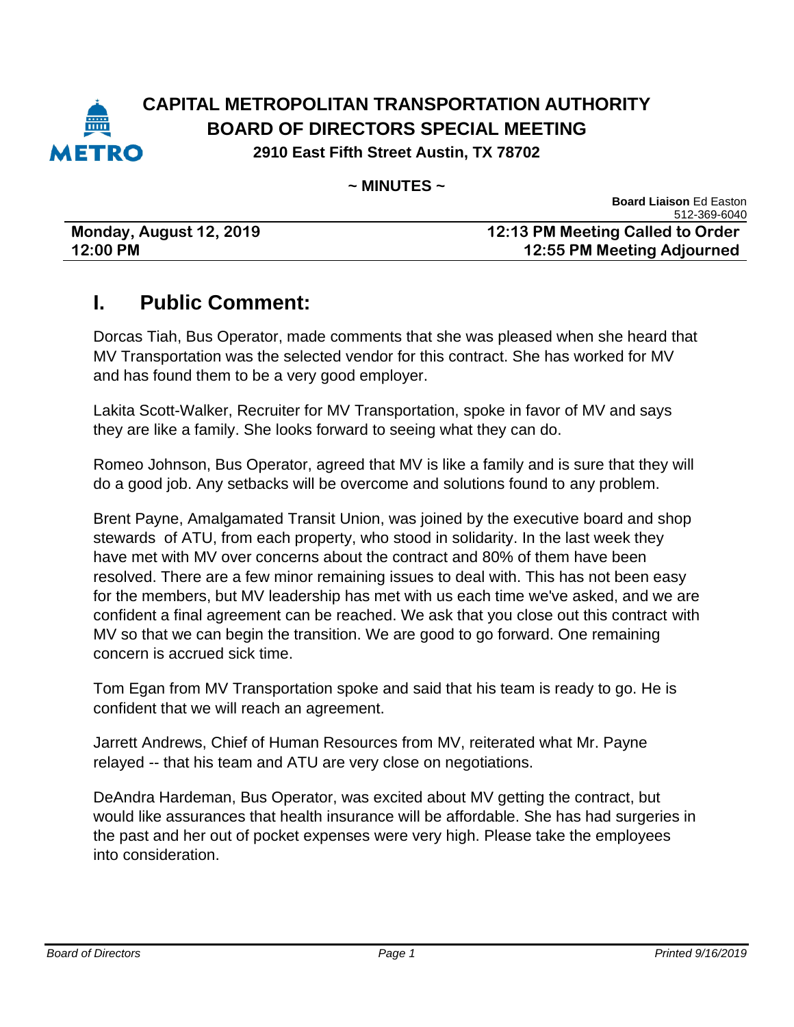# CAPITAL METROPOLITAN TRANSPORTATION AUTHORITY
## BOARD OF DIRECTORS SPECIAL MEETING
**2910 East Fifth Street Austin, TX 78702**

**~ MINUTES ~**

**Board Liaison** Ed Easton
512-369-6040

| | |
|---|---|
| **Monday, August 12, 2019** | **12:13 PM Meeting Called to Order** |
| **12:00 PM** | **12:55 PM Meeting Adjourned** |

## I. Public Comment:

Dorcas Tiah, Bus Operator, made comments that she was pleased when she heard that MV Transportation was the selected vendor for this contract. She has worked for MV and has found them to be a very good employer.

Lakita Scott-Walker, Recruiter for MV Transportation, spoke in favor of MV and says they are like a family. She looks forward to seeing what they can do.

Romeo Johnson, Bus Operator, agreed that MV is like a family and is sure that they will do a good job. Any setbacks will be overcome and solutions found to any problem.

Brent Payne, Amalgamated Transit Union, was joined by the executive board and shop stewards of ATU, from each property, who stood in solidarity. In the last week they have met with MV over concerns about the contract and 80% of them have been resolved. There are a few minor remaining issues to deal with. This has not been easy for the members, but MV leadership has met with us each time we've asked, and we are confident a final agreement can be reached. We ask that you close out this contract with MV so that we can begin the transition. We are good to go forward. One remaining concern is accrued sick time.

Tom Egan from MV Transportation spoke and said that his team is ready to go. He is confident that we will reach an agreement.

Jarrett Andrews, Chief of Human Resources from MV, reiterated what Mr. Payne relayed -- that his team and ATU are very close on negotiations.

DeAndra Hardeman, Bus Operator, was excited about MV getting the contract, but would like assurances that health insurance will be affordable. She has had surgeries in the past and her out of pocket expenses were very high. Please take the employees into consideration.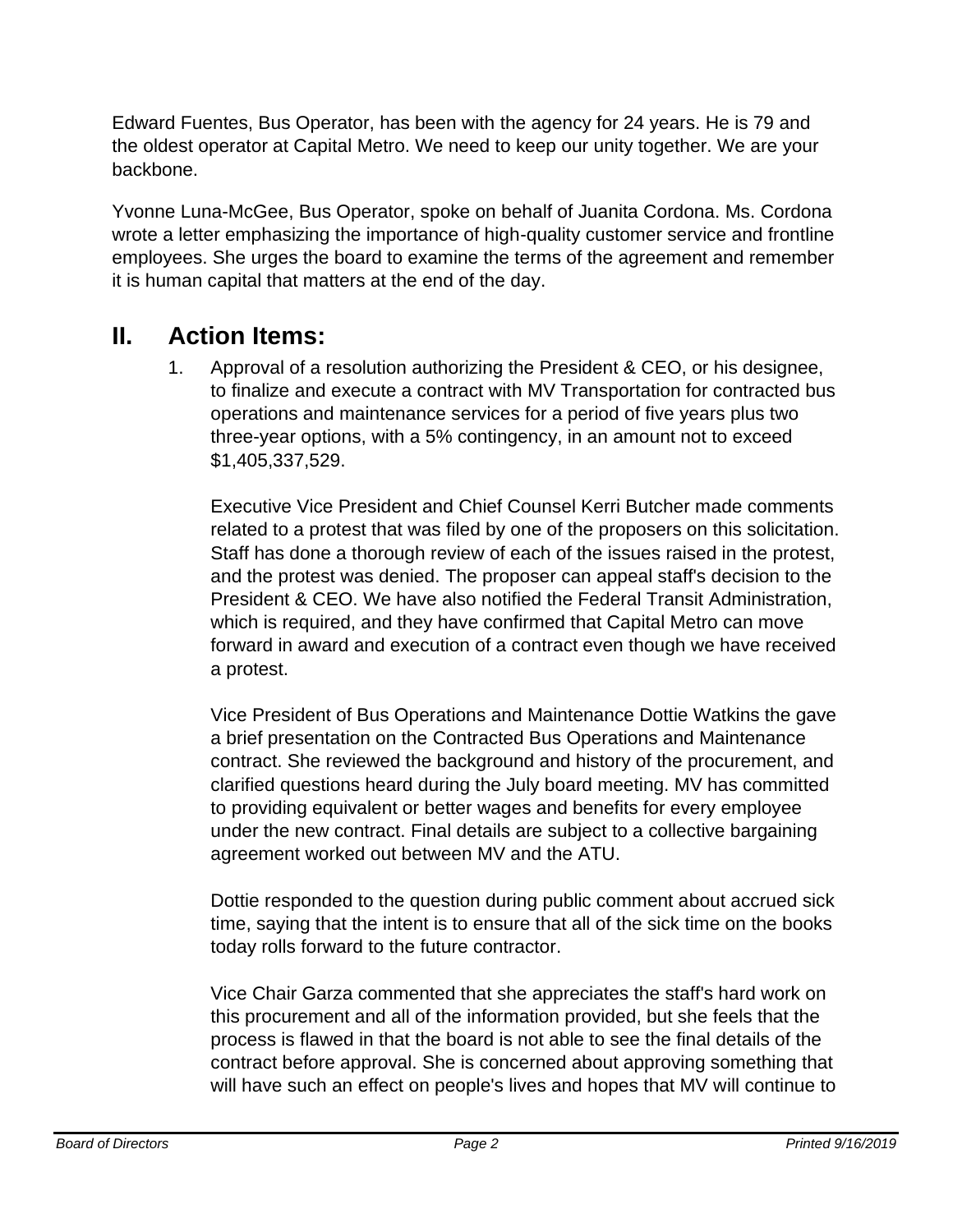Edward Fuentes, Bus Operator, has been with the agency for 24 years. He is 79 and the oldest operator at Capital Metro. We need to keep our unity together. We are your backbone.

Yvonne Luna-McGee, Bus Operator, spoke on behalf of Juanita Cordona. Ms. Cordona wrote a letter emphasizing the importance of high-quality customer service and frontline employees. She urges the board to examine the terms of the agreement and remember it is human capital that matters at the end of the day.

## II. Action Items:

1. Approval of a resolution authorizing the President & CEO, or his designee, to finalize and execute a contract with MV Transportation for contracted bus operations and maintenance services for a period of five years plus two three-year options, with a 5% contingency, in an amount not to exceed $1,405,337,529.

   Executive Vice President and Chief Counsel Kerri Butcher made comments related to a protest that was filed by one of the proposers on this solicitation. Staff has done a thorough review of each of the issues raised in the protest, and the protest was denied. The proposer can appeal staff's decision to the President & CEO. We have also notified the Federal Transit Administration, which is required, and they have confirmed that Capital Metro can move forward in award and execution of a contract even though we have received a protest.

   Vice President of Bus Operations and Maintenance Dottie Watkins the gave a brief presentation on the Contracted Bus Operations and Maintenance contract. She reviewed the background and history of the procurement, and clarified questions heard during the July board meeting. MV has committed to providing equivalent or better wages and benefits for every employee under the new contract. Final details are subject to a collective bargaining agreement worked out between MV and the ATU.

   Dottie responded to the question during public comment about accrued sick time, saying that the intent is to ensure that all of the sick time on the books today rolls forward to the future contractor.

   Vice Chair Garza commented that she appreciates the staff's hard work on this procurement and all of the information provided, but she feels that the process is flawed in that the board is not able to see the final details of the contract before approval. She is concerned about approving something that will have such an effect on people's lives and hopes that MV will continue to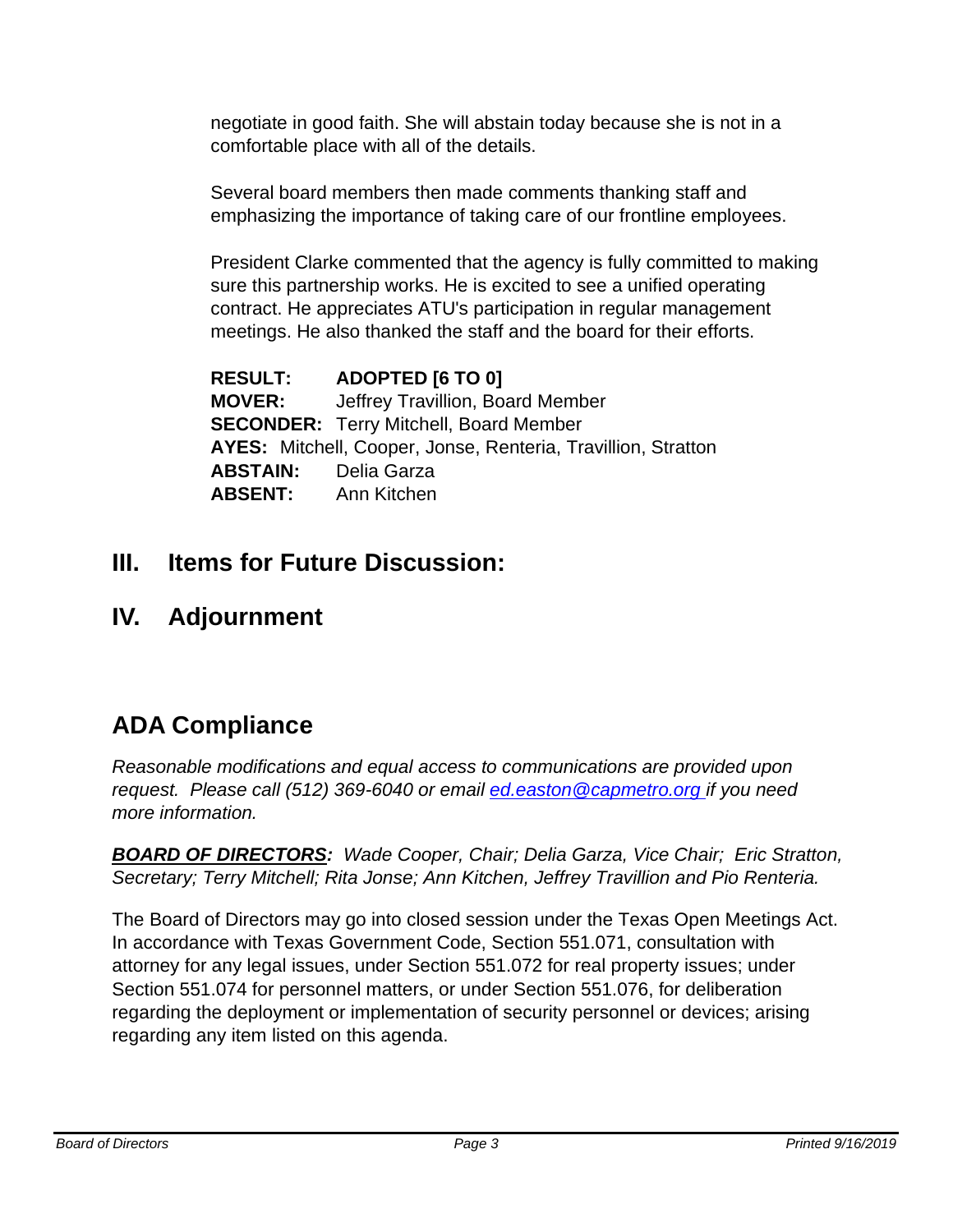negotiate in good faith. She will abstain today because she is not in a comfortable place with all of the details.

Several board members then made comments thanking staff and emphasizing the importance of taking care of our frontline employees.

President Clarke commented that the agency is fully committed to making sure this partnership works. He is excited to see a unified operating contract. He appreciates ATU's participation in regular management meetings. He also thanked the staff and the board for their efforts.

**RESULT:** **ADOPTED [6 TO 0]**
**MOVER:** Jeffrey Travillion, Board Member
**SECONDER:** Terry Mitchell, Board Member
**AYES:** Mitchell, Cooper, Jonse, Renteria, Travillion, Stratton
**ABSTAIN:** Delia Garza
**ABSENT:** Ann Kitchen

## III. Items for Future Discussion:

## IV. Adjournment

## ADA Compliance

*Reasonable modifications and equal access to communications are provided upon request. Please call (512) 369-6040 or email ed.easton@capmetro.org if you need more information.*

***BOARD OF DIRECTORS:*** *Wade Cooper, Chair; Delia Garza, Vice Chair; Eric Stratton, Secretary; Terry Mitchell; Rita Jonse; Ann Kitchen, Jeffrey Travillion and Pio Renteria.*

The Board of Directors may go into closed session under the Texas Open Meetings Act. In accordance with Texas Government Code, Section 551.071, consultation with attorney for any legal issues, under Section 551.072 for real property issues; under Section 551.074 for personnel matters, or under Section 551.076, for deliberation regarding the deployment or implementation of security personnel or devices; arising regarding any item listed on this agenda.